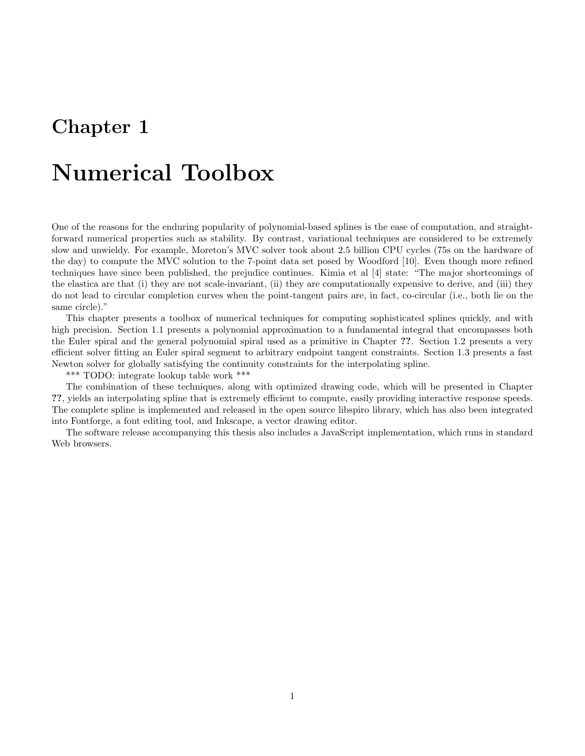# Chapter 1

# Numerical Toolbox

One of the reasons for the enduring popularity of polynomial-based splines is the ease of computation, and straightforward numerical properties such as stability. By contrast, variational techniques are considered to be extremely slow and unwieldy. For example, Moreton's MVC solver took about 2.5 billion CPU cycles (75s on the hardware of the day) to compute the MVC solution to the 7-point data set posed by Woodford [10]. Even though more refined techniques have since been published, the prejudice continues. Kimia et al [4] state: "The major shortcomings of the elastica are that (i) they are not scale-invariant, (ii) they are computationally expensive to derive, and (iii) they do not lead to circular completion curves when the point-tangent pairs are, in fact, co-circular (i.e., both lie on the same circle)."

This chapter presents a toolbox of numerical techniques for computing sophisticated splines quickly, and with high precision. Section 1.1 presents a polynomial approximation to a fundamental integral that encompasses both the Euler spiral and the general polynomial spiral used as a primitive in Chapter **??**. Section 1.2 presents a very efficient solver fitting an Euler spiral segment to arbitrary endpoint tangent constraints. Section 1.3 presents a fast Newton solver for globally satisfying the continuity constraints for the interpolating spline.

*** TODO: integrate lookup table work ***

The combination of these techniques, along with optimized drawing code, which will be presented in Chapter **??**, yields an interpolating spline that is extremely efficient to compute, easily providing interactive response speeds. The complete spline is implemented and released in the open source libspiro library, which has also been integrated into Fontforge, a font editing tool, and Inkscape, a vector drawing editor.

The software release accompanying this thesis also includes a JavaScript implementation, which runs in standard Web browsers.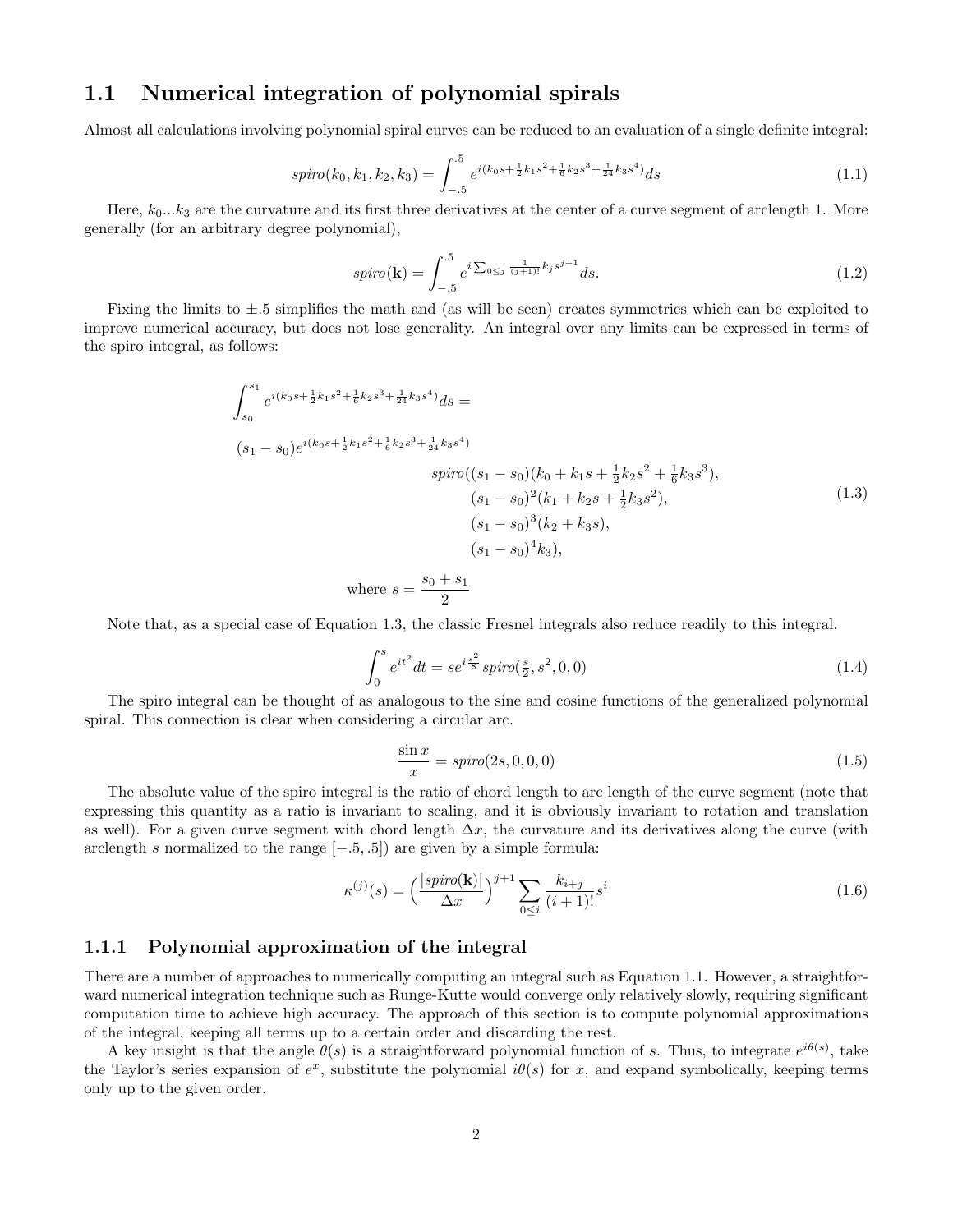## 1.1 Numerical integration of polynomial spirals

Almost all calculations involving polynomial spiral curves can be reduced to an evaluation of a single definite integral:

$$spiro(k_0, k_1, k_2, k_3) = \int_{-.5}^{.5} e^{i(k_0 s + \frac{1}{2}k_1 s^2 + \frac{1}{6}k_2 s^3 + \frac{1}{24}k_3 s^4)} ds \tag{1.1}$$

Here, $k_0 ... k_3$ are the curvature and its first three derivatives at the center of a curve segment of arclength 1. More generally (for an arbitrary degree polynomial),

$$spiro(\mathbf{k}) = \int_{-.5}^{.5} e^{i \sum_{0 \le j} \frac{1}{(j+1)!} k_j s^{j+1}} ds. \tag{1.2}$$

Fixing the limits to $\pm .5$ simplifies the math and (as will be seen) creates symmetries which can be exploited to improve numerical accuracy, but does not lose generality. An integral over any limits can be expressed in terms of the spiro integral, as follows:

$$\begin{aligned}
&\int_{s_0}^{s_1} e^{i(k_0 s + \frac{1}{2}k_1 s^2 + \frac{1}{6}k_2 s^3 + \frac{1}{24}k_3 s^4)} ds = \\
&(s_1 - s_0) e^{i(k_0 s + \frac{1}{2}k_1 s^2 + \frac{1}{6}k_2 s^3 + \frac{1}{24}k_3 s^4)} \\
&\qquad\qquad spiro((s_1 - s_0)(k_0 + k_1 s + \tfrac{1}{2}k_2 s^2 + \tfrac{1}{6}k_3 s^3), \\
&\qquad\qquad\qquad (s_1 - s_0)^2 (k_1 + k_2 s + \tfrac{1}{2}k_3 s^2), \\
&\qquad\qquad\qquad (s_1 - s_0)^3 (k_2 + k_3 s), \\
&\qquad\qquad\qquad (s_1 - s_0)^4 k_3), \\
&\text{where } s = \frac{s_0 + s_1}{2}
\end{aligned} \tag{1.3}$$

Note that, as a special case of Equation 1.3, the classic Fresnel integrals also reduce readily to this integral.

$$\int_0^s e^{it^2} dt = s e^{i \frac{s^2}{8}} spiro(\tfrac{s}{2}, s^2, 0, 0) \tag{1.4}$$

The spiro integral can be thought of as analogous to the sine and cosine functions of the generalized polynomial spiral. This connection is clear when considering a circular arc.

$$\frac{\sin x}{x} = spiro(2s, 0, 0, 0) \tag{1.5}$$

The absolute value of the spiro integral is the ratio of chord length to arc length of the curve segment (note that expressing this quantity as a ratio is invariant to scaling, and it is obviously invariant to rotation and translation as well). For a given curve segment with chord length $\Delta x$, the curvature and its derivatives along the curve (with arclength $s$ normalized to the range $[-.5, .5]$) are given by a simple formula:

$$\kappa^{(j)}(s) = \Big( \frac{|spiro(\mathbf{k})|}{\Delta x} \Big)^{j+1} \sum_{0 \le i} \frac{k_{i+j}}{(i+1)!} s^i \tag{1.6}$$

### 1.1.1 Polynomial approximation of the integral

There are a number of approaches to numerically computing an integral such as Equation 1.1. However, a straightforward numerical integration technique such as Runge-Kutte would converge only relatively slowly, requiring significant computation time to achieve high accuracy. The approach of this section is to compute polynomial approximations of the integral, keeping all terms up to a certain order and discarding the rest.

A key insight is that the angle $\theta(s)$ is a straightforward polynomial function of $s$. Thus, to integrate $e^{i\theta(s)}$, take the Taylor's series expansion of $e^x$, substitute the polynomial $i\theta(s)$ for $x$, and expand symbolically, keeping terms only up to the given order.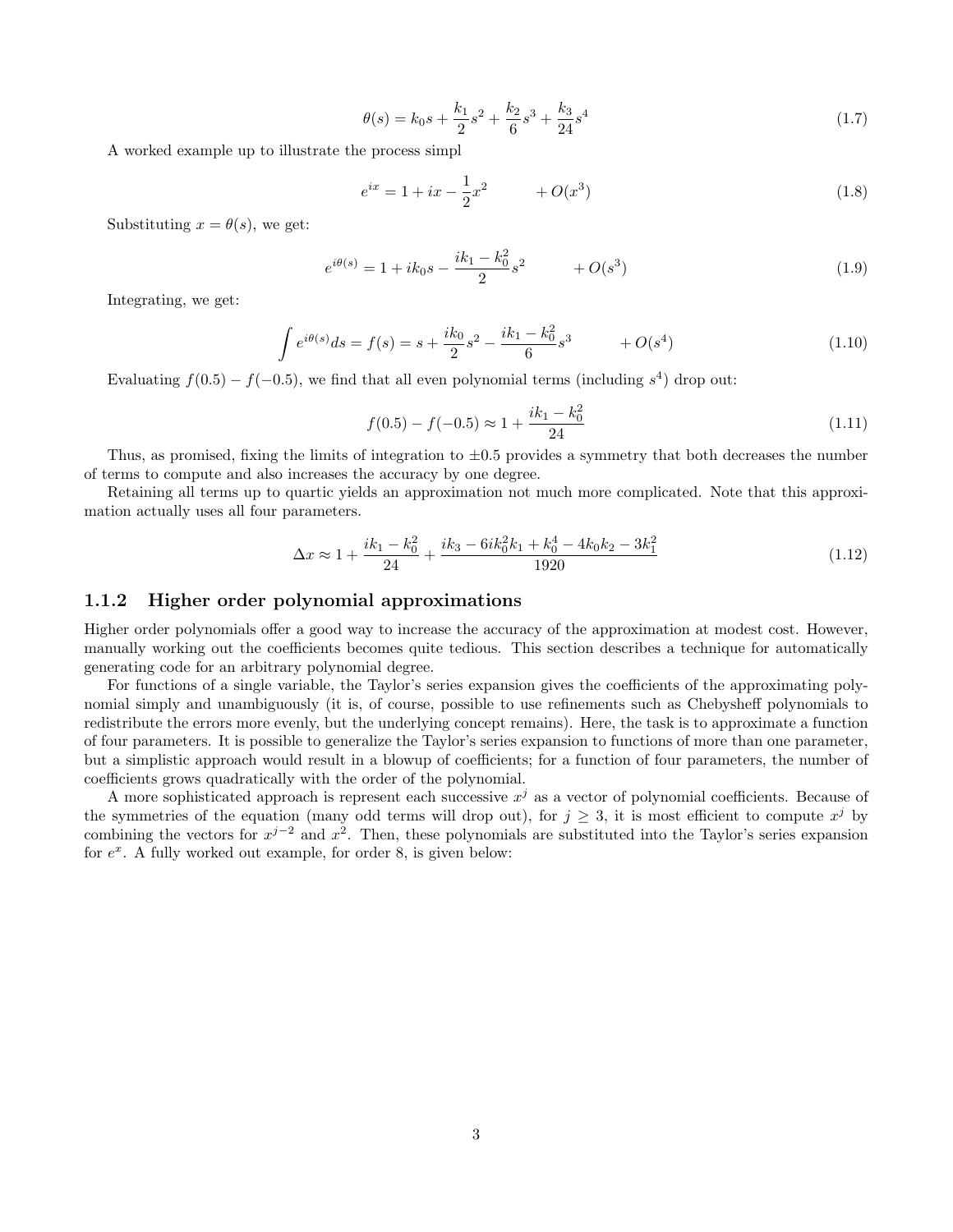$$\theta(s) = k_0 s + \frac{k_1}{2}s^2 + \frac{k_2}{6}s^3 + \frac{k_3}{24}s^4 \tag{1.7}$$

A worked example up to illustrate the process simpl

$$e^{ix} = 1 + ix - \frac{1}{2}x^2 \qquad + O(x^3) \tag{1.8}$$

Substituting $x = \theta(s)$, we get:

$$e^{i\theta(s)} = 1 + ik_0 s - \frac{ik_1 - k_0^2}{2}s^2 \qquad + O(s^3) \tag{1.9}$$

Integrating, we get:

$$\int e^{i\theta(s)} ds = f(s) = s + \frac{ik_0}{2}s^2 - \frac{ik_1 - k_0^2}{6}s^3 \qquad + O(s^4) \tag{1.10}$$

Evaluating $f(0.5) - f(-0.5)$, we find that all even polynomial terms (including $s^4$) drop out:

$$f(0.5) - f(-0.5) \approx 1 + \frac{ik_1 - k_0^2}{24} \tag{1.11}$$

Thus, as promised, fixing the limits of integration to $\pm 0.5$ provides a symmetry that both decreases the number of terms to compute and also increases the accuracy by one degree.

Retaining all terms up to quartic yields an approximation not much more complicated. Note that this approximation actually uses all four parameters.

$$\Delta x \approx 1 + \frac{ik_1 - k_0^2}{24} + \frac{ik_3 - 6ik_0^2 k_1 + k_0^4 - 4k_0 k_2 - 3k_1^2}{1920} \tag{1.12}$$

### 1.1.2 Higher order polynomial approximations

Higher order polynomials offer a good way to increase the accuracy of the approximation at modest cost. However, manually working out the coefficients becomes quite tedious. This section describes a technique for automatically generating code for an arbitrary polynomial degree.

For functions of a single variable, the Taylor's series expansion gives the coefficients of the approximating polynomial simply and unambiguously (it is, of course, possible to use refinements such as Chebysheff polynomials to redistribute the errors more evenly, but the underlying concept remains). Here, the task is to approximate a function of four parameters. It is possible to generalize the Taylor's series expansion to functions of more than one parameter, but a simplistic approach would result in a blowup of coefficients; for a function of four parameters, the number of coefficients grows quadratically with the order of the polynomial.

A more sophisticated approach is represent each successive $x^j$ as a vector of polynomial coefficients. Because of the symmetries of the equation (many odd terms will drop out), for $j \geq 3$, it is most efficient to compute $x^j$ by combining the vectors for $x^{j-2}$ and $x^2$. Then, these polynomials are substituted into the Taylor's series expansion for $e^x$. A fully worked out example, for order 8, is given below: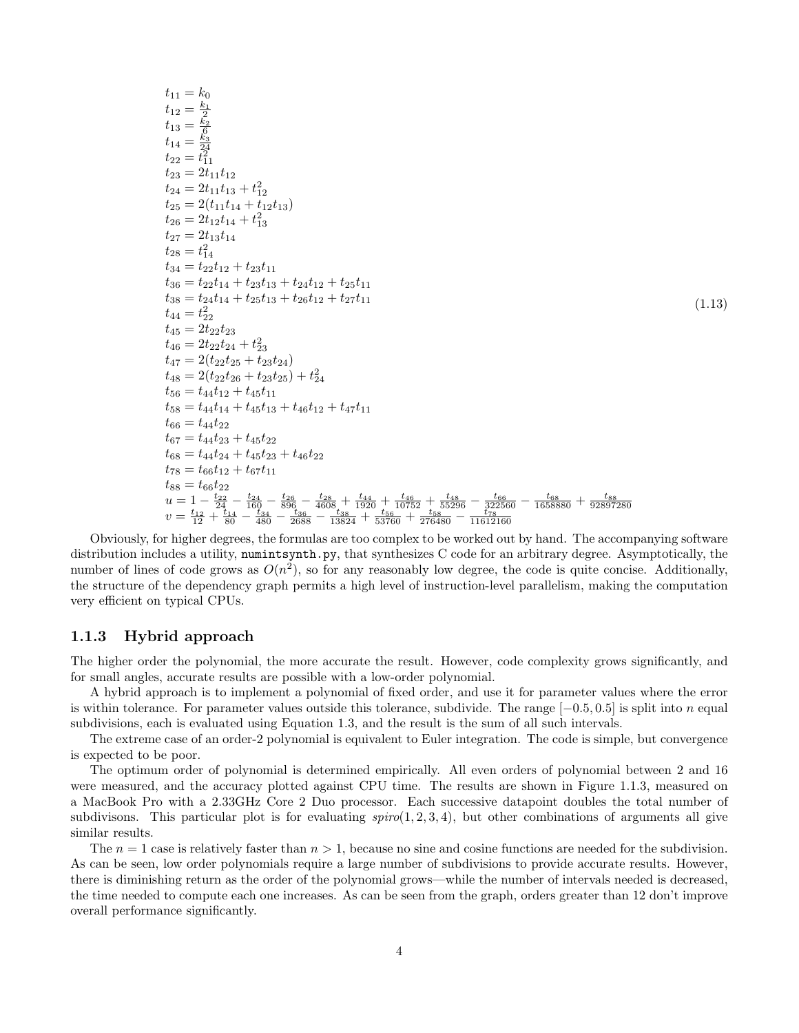$$
\begin{aligned}
t_{11} &= k_0 \\
t_{12} &= \tfrac{k_1}{2} \\
t_{13} &= \tfrac{k_2}{6} \\
t_{14} &= \tfrac{k_3}{24} \\
t_{22} &= t_{11}^2 \\
t_{23} &= 2t_{11}t_{12} \\
t_{24} &= 2t_{11}t_{13} + t_{12}^2 \\
t_{25} &= 2(t_{11}t_{14} + t_{12}t_{13}) \\
t_{26} &= 2t_{12}t_{14} + t_{13}^2 \\
t_{27} &= 2t_{13}t_{14} \\
t_{28} &= t_{14}^2 \\
t_{34} &= t_{22}t_{12} + t_{23}t_{11} \\
t_{36} &= t_{22}t_{14} + t_{23}t_{13} + t_{24}t_{12} + t_{25}t_{11} \\
t_{38} &= t_{24}t_{14} + t_{25}t_{13} + t_{26}t_{12} + t_{27}t_{11} \\
t_{44} &= t_{22}^2 \\
t_{45} &= 2t_{22}t_{23} \\
t_{46} &= 2t_{22}t_{24} + t_{23}^2 \\
t_{47} &= 2(t_{22}t_{25} + t_{23}t_{24}) \\
t_{48} &= 2(t_{22}t_{26} + t_{23}t_{25}) + t_{24}^2 \\
t_{56} &= t_{44}t_{12} + t_{45}t_{11} \\
t_{58} &= t_{44}t_{14} + t_{45}t_{13} + t_{46}t_{12} + t_{47}t_{11} \\
t_{66} &= t_{44}t_{22} \\
t_{67} &= t_{44}t_{23} + t_{45}t_{22} \\
t_{68} &= t_{44}t_{24} + t_{45}t_{23} + t_{46}t_{22} \\
t_{78} &= t_{66}t_{12} + t_{67}t_{11} \\
t_{88} &= t_{66}t_{22} \\
u &= 1 - \tfrac{t_{22}}{24} - \tfrac{t_{24}}{160} - \tfrac{t_{26}}{896} - \tfrac{t_{28}}{4608} + \tfrac{t_{44}}{1920} + \tfrac{t_{46}}{10752} + \tfrac{t_{48}}{55296} - \tfrac{t_{66}}{322560} - \tfrac{t_{68}}{1658880} + \tfrac{t_{88}}{92897280} \\
v &= \tfrac{t_{12}}{12} + \tfrac{t_{14}}{80} - \tfrac{t_{34}}{480} - \tfrac{t_{36}}{2688} - \tfrac{t_{38}}{13824} + \tfrac{t_{56}}{53760} + \tfrac{t_{58}}{276480} - \tfrac{t_{78}}{11612160}
\end{aligned}
\tag{1.13}
$$

Obviously, for higher degrees, the formulas are too complex to be worked out by hand. The accompanying software distribution includes a utility, `numintsynth.py`, that synthesizes C code for an arbitrary degree. Asymptotically, the number of lines of code grows as $O(n^2)$, so for any reasonably low degree, the code is quite concise. Additionally, the structure of the dependency graph permits a high level of instruction-level parallelism, making the computation very efficient on typical CPUs.

### 1.1.3 Hybrid approach

The higher order the polynomial, the more accurate the result. However, code complexity grows significantly, and for small angles, accurate results are possible with a low-order polynomial.

A hybrid approach is to implement a polynomial of fixed order, and use it for parameter values where the error is within tolerance. For parameter values outside this tolerance, subdivide. The range $[-0.5, 0.5]$ is split into $n$ equal subdivisions, each is evaluated using Equation 1.3, and the result is the sum of all such intervals.

The extreme case of an order-2 polynomial is equivalent to Euler integration. The code is simple, but convergence is expected to be poor.

The optimum order of polynomial is determined empirically. All even orders of polynomial between 2 and 16 were measured, and the accuracy plotted against CPU time. The results are shown in Figure 1.1.3, measured on a MacBook Pro with a 2.33GHz Core 2 Duo processor. Each successive datapoint doubles the total number of subdivisons. This particular plot is for evaluating $spiro(1, 2, 3, 4)$, but other combinations of arguments all give similar results.

The $n = 1$ case is relatively faster than $n > 1$, because no sine and cosine functions are needed for the subdivision. As can be seen, low order polynomials require a large number of subdivisions to provide accurate results. However, there is diminishing return as the order of the polynomial grows—while the number of intervals needed is decreased, the time needed to compute each one increases. As can be seen from the graph, orders greater than 12 don't improve overall performance significantly.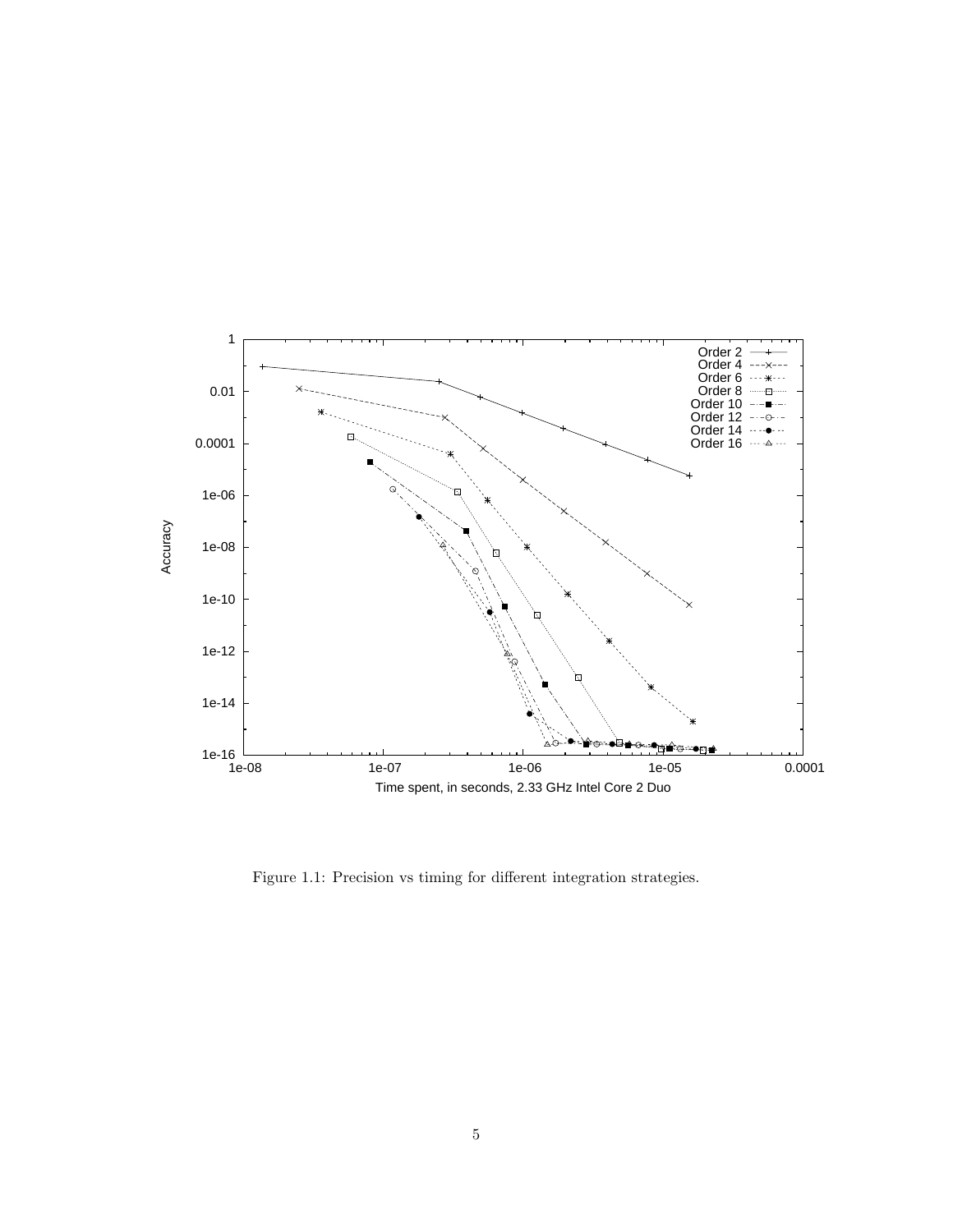Figure 1.1: Precision vs timing for different integration strategies.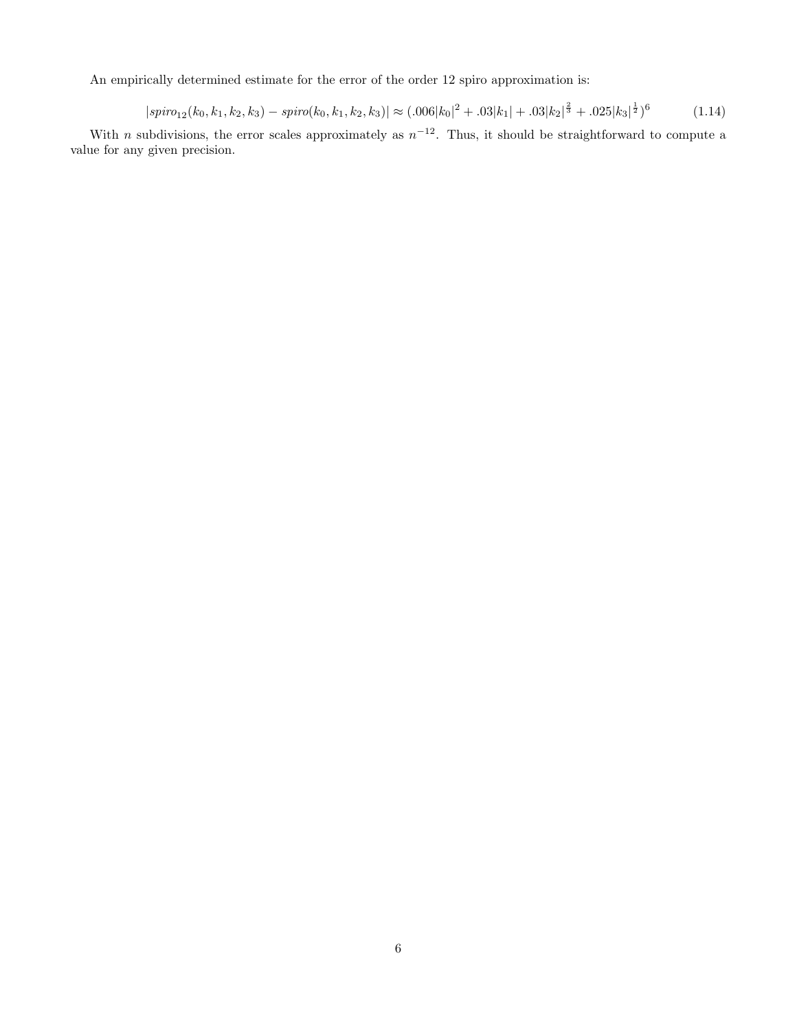An empirically determined estimate for the error of the order 12 spiro approximation is:

$$|spiro_{12}(k_0, k_1, k_2, k_3) - spiro(k_0, k_1, k_2, k_3)| \approx (.006|k_0|^2 + .03|k_1| + .03|k_2|^{\frac{2}{3}} + .025|k_3|^{\frac{1}{2}})^6 \tag{1.14}$$

With $n$ subdivisions, the error scales approximately as $n^{-12}$. Thus, it should be straightforward to compute a value for any given precision.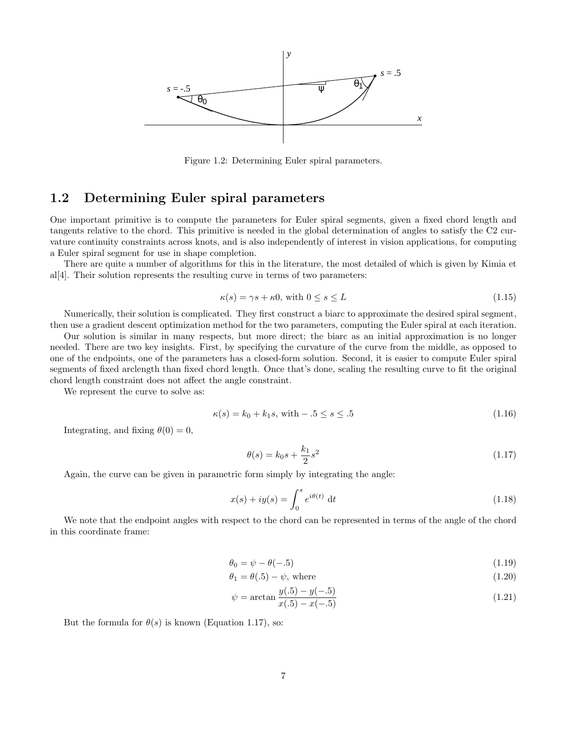Figure 1.2: Determining Euler spiral parameters.

## 1.2 Determining Euler spiral parameters

One important primitive is to compute the parameters for Euler spiral segments, given a fixed chord length and tangents relative to the chord. This primitive is needed in the global determination of angles to satisfy the C2 curvature continuity constraints across knots, and is also independently of interest in vision applications, for computing a Euler spiral segment for use in shape completion.

There are quite a number of algorithms for this in the literature, the most detailed of which is given by Kimia et al[4]. Their solution represents the resulting curve in terms of two parameters:

$$\kappa(s) = \gamma s + \kappa 0, \text{ with } 0 \leq s \leq L \tag{1.15}$$

Numerically, their solution is complicated. They first construct a biarc to approximate the desired spiral segment, then use a gradient descent optimization method for the two parameters, computing the Euler spiral at each iteration.

Our solution is similar in many respects, but more direct; the biarc as an initial approximation is no longer needed. There are two key insights. First, by specifying the curvature of the curve from the middle, as opposed to one of the endpoints, one of the parameters has a closed-form solution. Second, it is easier to compute Euler spiral segments of fixed arclength than fixed chord length. Once that's done, scaling the resulting curve to fit the original chord length constraint does not affect the angle constraint.

We represent the curve to solve as:

$$\kappa(s) = k_0 + k_1 s, \text{ with } -.5 \leq s \leq .5 \tag{1.16}$$

Integrating, and fixing $\theta(0) = 0$,

$$\theta(s) = k_0 s + \frac{k_1}{2} s^2 \tag{1.17}$$

Again, the curve can be given in parametric form simply by integrating the angle:

$$x(s) + iy(s) = \int_0^s e^{i\theta(t)}\ \mathrm{d}t \tag{1.18}$$

We note that the endpoint angles with respect to the chord can be represented in terms of the angle of the chord in this coordinate frame:

$$\theta_0 = \psi - \theta(-.5) \tag{1.19}$$

$$\theta_1 = \theta(.5) - \psi, \text{ where} \tag{1.20}$$

$$\psi = \arctan \frac{y(.5) - y(-.5)}{x(.5) - x(-.5)} \tag{1.21}$$

But the formula for $\theta(s)$ is known (Equation 1.17), so: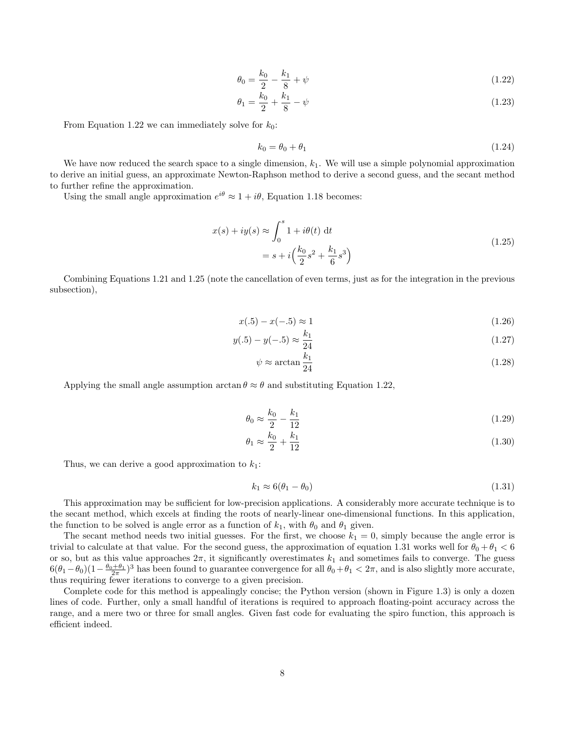$$\theta_0 = \frac{k_0}{2} - \frac{k_1}{8} + \psi \tag{1.22}$$

$$\theta_1 = \frac{k_0}{2} + \frac{k_1}{8} - \psi \tag{1.23}$$

From Equation 1.22 we can immediately solve for $k_0$:

$$k_0 = \theta_0 + \theta_1 \tag{1.24}$$

We have now reduced the search space to a single dimension, $k_1$. We will use a simple polynomial approximation to derive an initial guess, an approximate Newton-Raphson method to derive a second guess, and the secant method to further refine the approximation.

Using the small angle approximation $e^{i\theta} \approx 1 + i\theta$, Equation 1.18 becomes:

$$\begin{aligned} x(s) + iy(s) &\approx \int_0^s 1 + i\theta(t)\ \mathrm{d}t \\ &= s + i\Big(\frac{k_0}{2}s^2 + \frac{k_1}{6}s^3\Big) \end{aligned} \tag{1.25}$$

Combining Equations 1.21 and 1.25 (note the cancellation of even terms, just as for the integration in the previous subsection),

$$x(.5) - x(-.5) \approx 1 \tag{1.26}$$

$$y(.5) - y(-.5) \approx \frac{k_1}{24} \tag{1.27}$$

$$\psi \approx \arctan \frac{k_1}{24} \tag{1.28}$$

Applying the small angle assumption $\arctan \theta \approx \theta$ and substituting Equation 1.22,

$$\theta_0 \approx \frac{k_0}{2} - \frac{k_1}{12} \tag{1.29}$$

$$\theta_1 \approx \frac{k_0}{2} + \frac{k_1}{12} \tag{1.30}$$

Thus, we can derive a good approximation to $k_1$:

$$k_1 \approx 6(\theta_1 - \theta_0) \tag{1.31}$$

This approximation may be sufficient for low-precision applications. A considerably more accurate technique is to the secant method, which excels at finding the roots of nearly-linear one-dimensional functions. In this application, the function to be solved is angle error as a function of $k_1$, with $\theta_0$ and $\theta_1$ given.

The secant method needs two initial guesses. For the first, we choose $k_1 = 0$, simply because the angle error is trivial to calculate at that value. For the second guess, the approximation of equation 1.31 works well for $\theta_0 + \theta_1 < 6$ or so, but as this value approaches $2\pi$, it significantly overestimates $k_1$ and sometimes fails to converge. The guess $6(\theta_1 - \theta_0)(1 - \frac{\theta_0 + \theta_1}{2\pi})^3$ has been found to guarantee convergence for all $\theta_0 + \theta_1 < 2\pi$, and is also slightly more accurate, thus requiring fewer iterations to converge to a given precision.

Complete code for this method is appealingly concise; the Python version (shown in Figure 1.3) is only a dozen lines of code. Further, only a small handful of iterations is required to approach floating-point accuracy across the range, and a mere two or three for small angles. Given fast code for evaluating the spiro function, this approach is efficient indeed.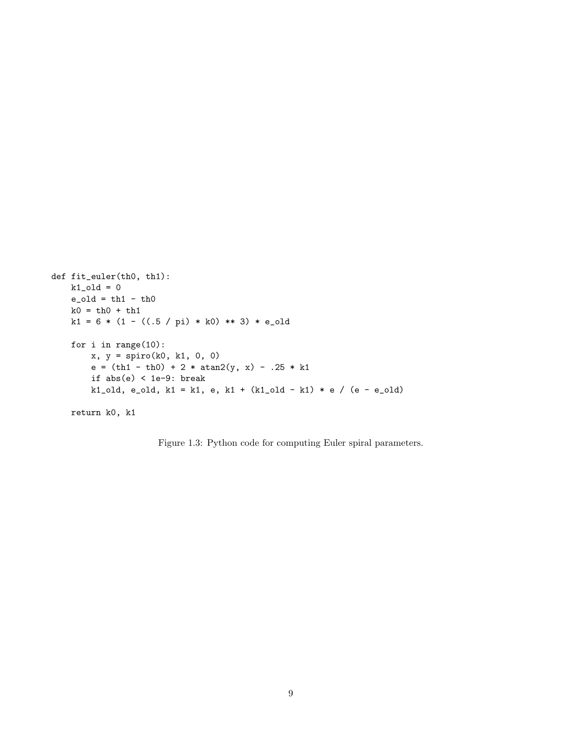```
def fit_euler(th0, th1):
    k1_old = 0
    e_old = th1 - th0
    k0 = th0 + th1
    k1 = 6 * (1 - ((.5 / pi) * k0) ** 3) * e_old

    for i in range(10):
        x, y = spiro(k0, k1, 0, 0)
        e = (th1 - th0) + 2 * atan2(y, x) - .25 * k1
        if abs(e) < 1e-9: break
        k1_old, e_old, k1 = k1, e, k1 + (k1_old - k1) * e / (e - e_old)

    return k0, k1
```

Figure 1.3: Python code for computing Euler spiral parameters.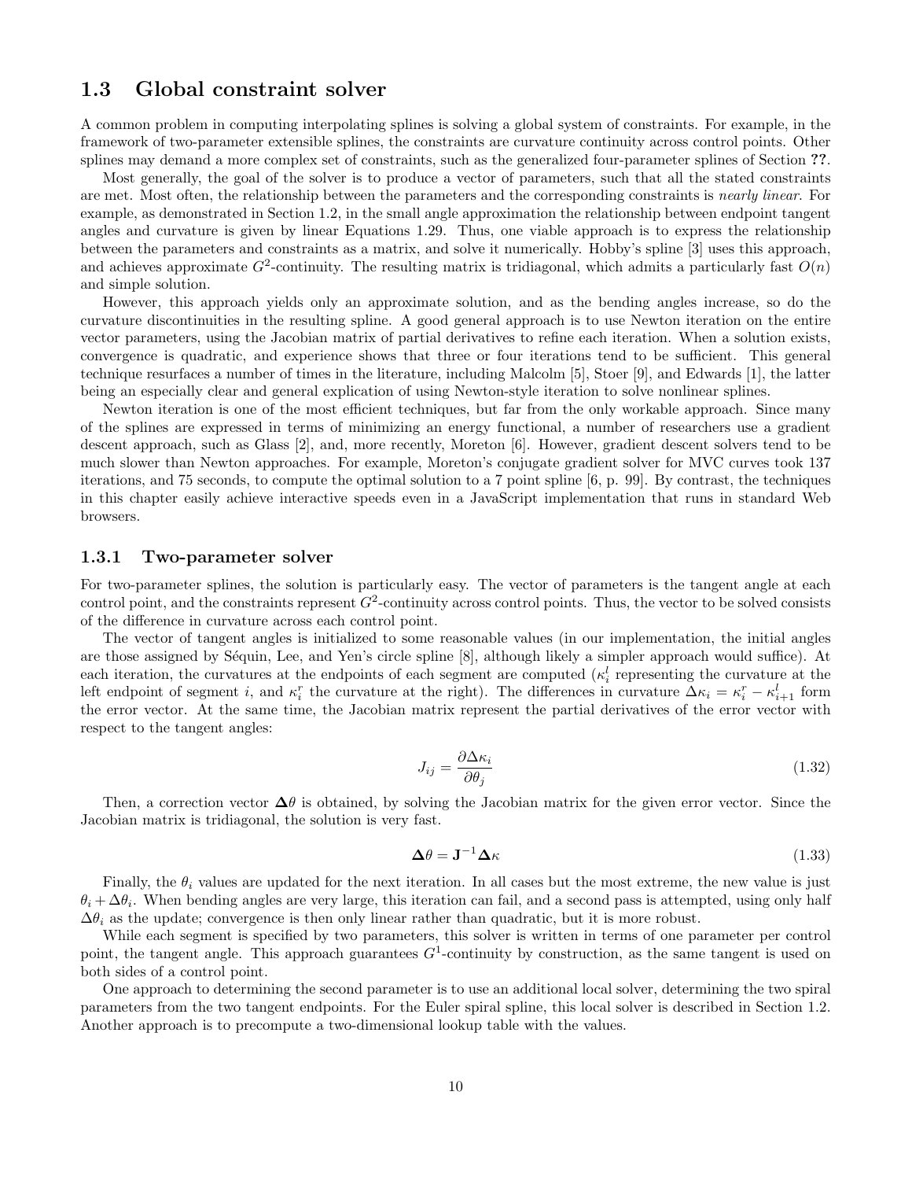## 1.3 Global constraint solver

A common problem in computing interpolating splines is solving a global system of constraints. For example, in the framework of two-parameter extensible splines, the constraints are curvature continuity across control points. Other splines may demand a more complex set of constraints, such as the generalized four-parameter splines of Section **??**.

Most generally, the goal of the solver is to produce a vector of parameters, such that all the stated constraints are met. Most often, the relationship between the parameters and the corresponding constraints is *nearly linear*. For example, as demonstrated in Section 1.2, in the small angle approximation the relationship between endpoint tangent angles and curvature is given by linear Equations 1.29. Thus, one viable approach is to express the relationship between the parameters and constraints as a matrix, and solve it numerically. Hobby's spline [3] uses this approach, and achieves approximate $G^2$-continuity. The resulting matrix is tridiagonal, which admits a particularly fast $O(n)$ and simple solution.

However, this approach yields only an approximate solution, and as the bending angles increase, so do the curvature discontinuities in the resulting spline. A good general approach is to use Newton iteration on the entire vector parameters, using the Jacobian matrix of partial derivatives to refine each iteration. When a solution exists, convergence is quadratic, and experience shows that three or four iterations tend to be sufficient. This general technique resurfaces a number of times in the literature, including Malcolm [5], Stoer [9], and Edwards [1], the latter being an especially clear and general explication of using Newton-style iteration to solve nonlinear splines.

Newton iteration is one of the most efficient techniques, but far from the only workable approach. Since many of the splines are expressed in terms of minimizing an energy functional, a number of researchers use a gradient descent approach, such as Glass [2], and, more recently, Moreton [6]. However, gradient descent solvers tend to be much slower than Newton approaches. For example, Moreton's conjugate gradient solver for MVC curves took 137 iterations, and 75 seconds, to compute the optimal solution to a 7 point spline [6, p. 99]. By contrast, the techniques in this chapter easily achieve interactive speeds even in a JavaScript implementation that runs in standard Web browsers.

### 1.3.1 Two-parameter solver

For two-parameter splines, the solution is particularly easy. The vector of parameters is the tangent angle at each control point, and the constraints represent $G^2$-continuity across control points. Thus, the vector to be solved consists of the difference in curvature across each control point.

The vector of tangent angles is initialized to some reasonable values (in our implementation, the initial angles are those assigned by Séquin, Lee, and Yen's circle spline [8], although likely a simpler approach would suffice). At each iteration, the curvatures at the endpoints of each segment are computed ($\kappa_i^l$ representing the curvature at the left endpoint of segment $i$, and $\kappa_i^r$ the curvature at the right). The differences in curvature $\Delta\kappa_i = \kappa_i^r - \kappa_{i+1}^l$ form the error vector. At the same time, the Jacobian matrix represent the partial derivatives of the error vector with respect to the tangent angles:

$$J_{ij} = \frac{\partial \Delta\kappa_i}{\partial \theta_j} \tag{1.32}$$

Then, a correction vector $\boldsymbol{\Delta}\theta$ is obtained, by solving the Jacobian matrix for the given error vector. Since the Jacobian matrix is tridiagonal, the solution is very fast.

$$\boldsymbol{\Delta}\theta = \mathbf{J}^{-1}\boldsymbol{\Delta}\kappa \tag{1.33}$$

Finally, the $\theta_i$ values are updated for the next iteration. In all cases but the most extreme, the new value is just $\theta_i + \Delta\theta_i$. When bending angles are very large, this iteration can fail, and a second pass is attempted, using only half $\Delta\theta_i$ as the update; convergence is then only linear rather than quadratic, but it is more robust.

While each segment is specified by two parameters, this solver is written in terms of one parameter per control point, the tangent angle. This approach guarantees $G^1$-continuity by construction, as the same tangent is used on both sides of a control point.

One approach to determining the second parameter is to use an additional local solver, determining the two spiral parameters from the two tangent endpoints. For the Euler spiral spline, this local solver is described in Section 1.2. Another approach is to precompute a two-dimensional lookup table with the values.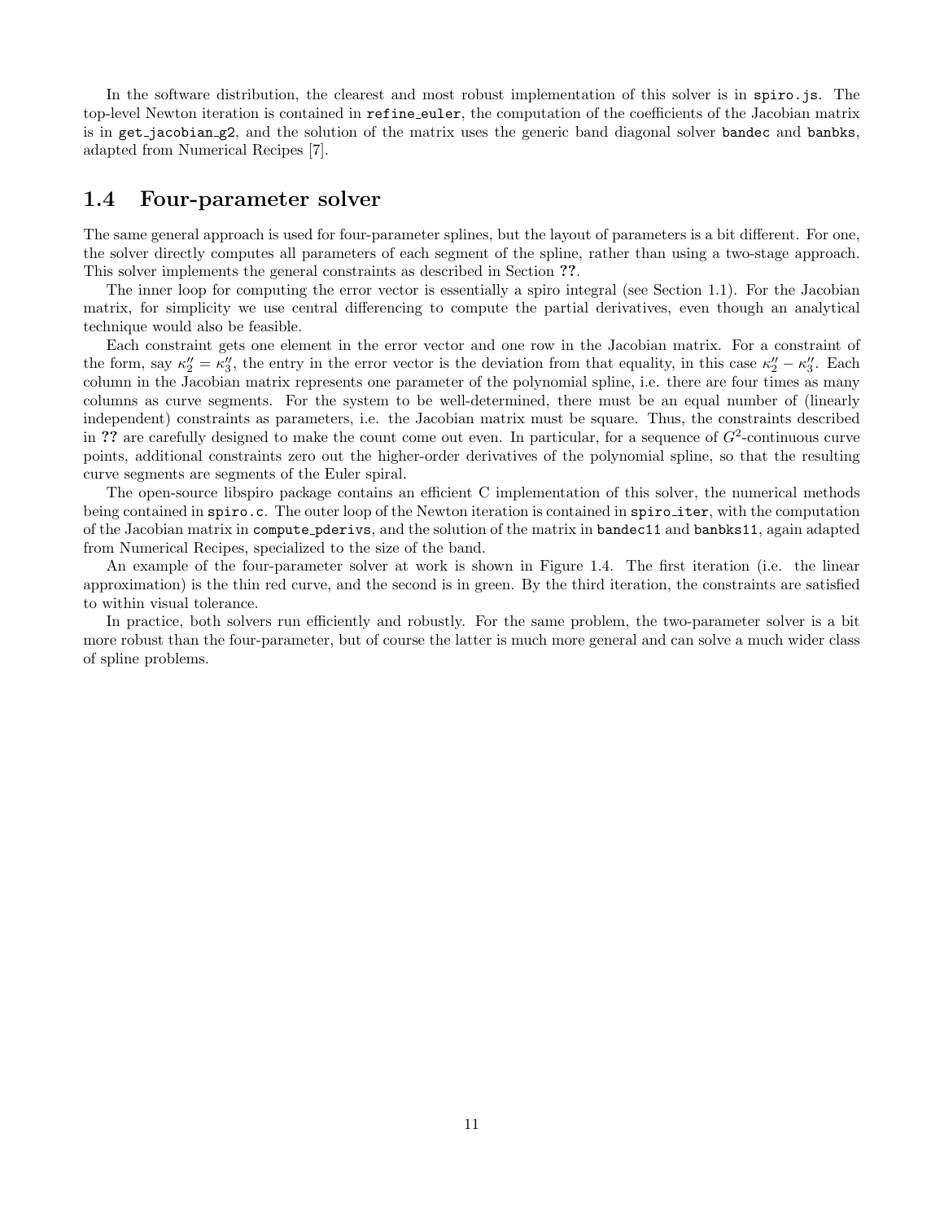In the software distribution, the clearest and most robust implementation of this solver is in `spiro.js`. The top-level Newton iteration is contained in `refine_euler`, the computation of the coefficients of the Jacobian matrix is in `get_jacobian_g2`, and the solution of the matrix uses the generic band diagonal solver `bandec` and `banbks`, adapted from Numerical Recipes [7].

## 1.4 Four-parameter solver

The same general approach is used for four-parameter splines, but the layout of parameters is a bit different. For one, the solver directly computes all parameters of each segment of the spline, rather than using a two-stage approach. This solver implements the general constraints as described in Section **??**.

The inner loop for computing the error vector is essentially a spiro integral (see Section 1.1). For the Jacobian matrix, for simplicity we use central differencing to compute the partial derivatives, even though an analytical technique would also be feasible.

Each constraint gets one element in the error vector and one row in the Jacobian matrix. For a constraint of the form, say $\kappa_2'' = \kappa_3''$, the entry in the error vector is the deviation from that equality, in this case $\kappa_2'' - \kappa_3''$. Each column in the Jacobian matrix represents one parameter of the polynomial spline, i.e. there are four times as many columns as curve segments. For the system to be well-determined, there must be an equal number of (linearly independent) constraints as parameters, i.e. the Jacobian matrix must be square. Thus, the constraints described in **??** are carefully designed to make the count come out even. In particular, for a sequence of $G^2$-continuous curve points, additional constraints zero out the higher-order derivatives of the polynomial spline, so that the resulting curve segments are segments of the Euler spiral.

The open-source libspiro package contains an efficient C implementation of this solver, the numerical methods being contained in `spiro.c`. The outer loop of the Newton iteration is contained in `spiro_iter`, with the computation of the Jacobian matrix in `compute_pderivs`, and the solution of the matrix in `bandec11` and `banbks11`, again adapted from Numerical Recipes, specialized to the size of the band.

An example of the four-parameter solver at work is shown in Figure 1.4. The first iteration (i.e. the linear approximation) is the thin red curve, and the second is in green. By the third iteration, the constraints are satisfied to within visual tolerance.

In practice, both solvers run efficiently and robustly. For the same problem, the two-parameter solver is a bit more robust than the four-parameter, but of course the latter is much more general and can solve a much wider class of spline problems.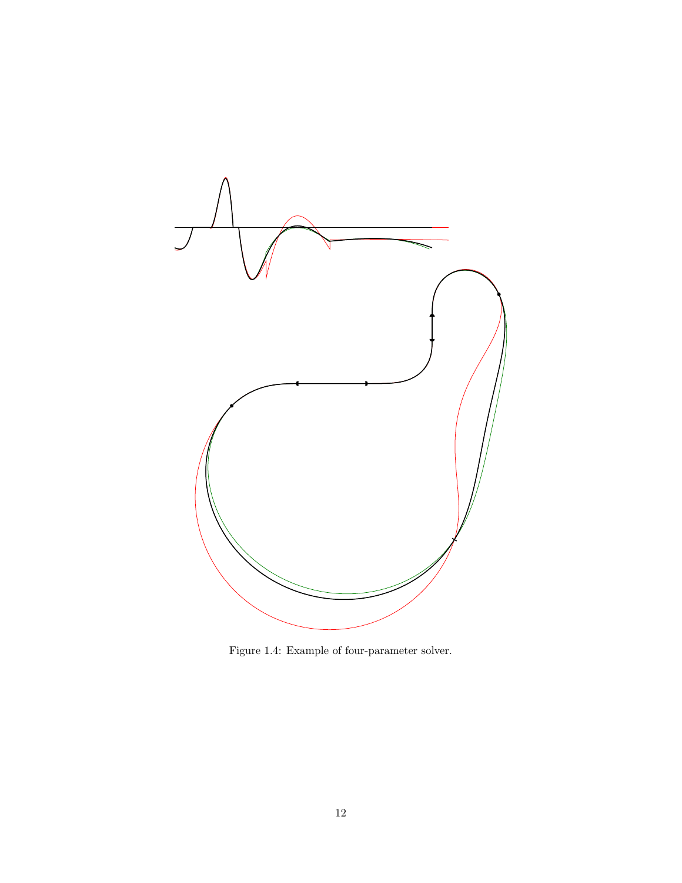Figure 1.4: Example of four-parameter solver.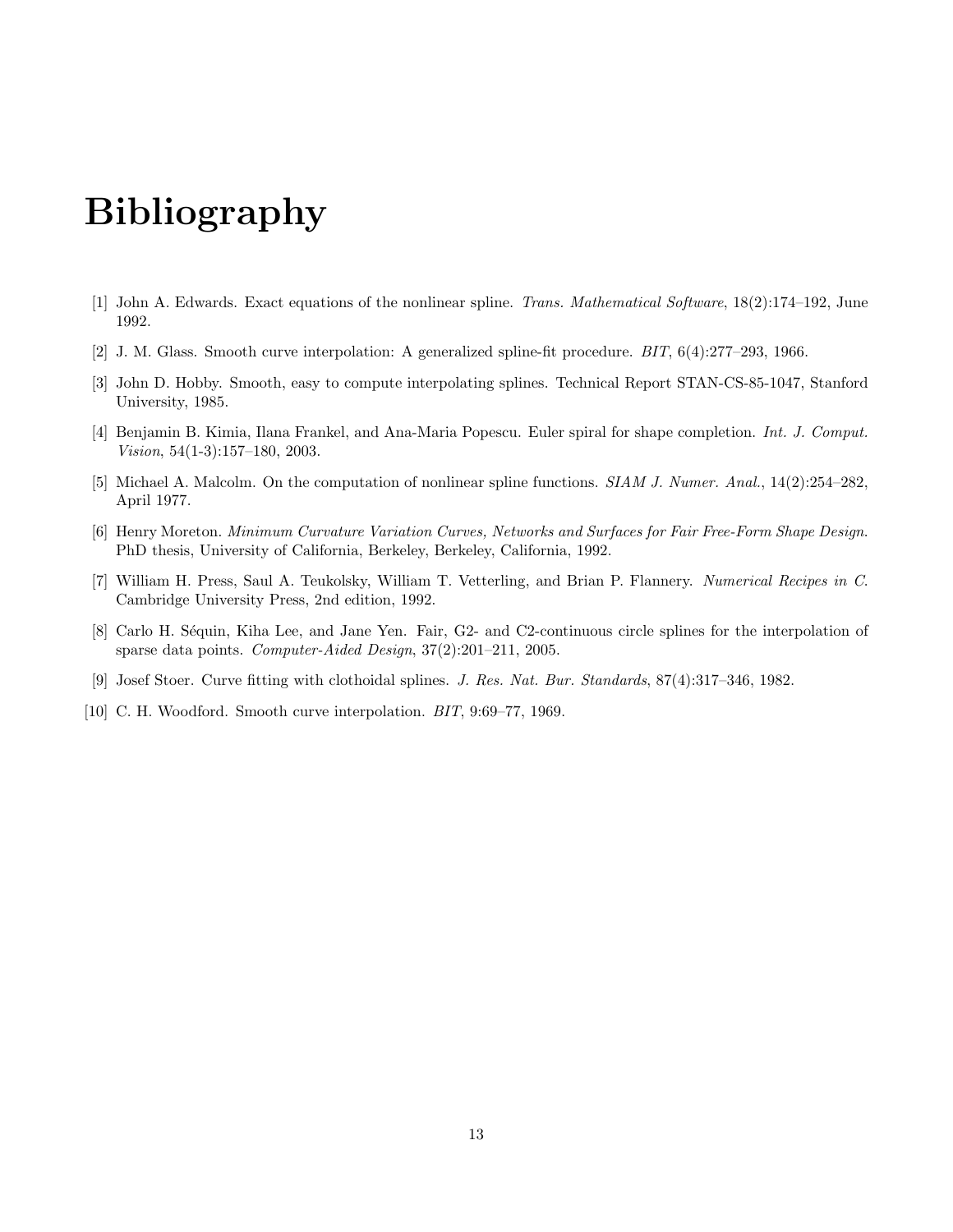# Bibliography

[1] John A. Edwards. Exact equations of the nonlinear spline. *Trans. Mathematical Software*, 18(2):174–192, June 1992.

[2] J. M. Glass. Smooth curve interpolation: A generalized spline-fit procedure. *BIT*, 6(4):277–293, 1966.

[3] John D. Hobby. Smooth, easy to compute interpolating splines. Technical Report STAN-CS-85-1047, Stanford University, 1985.

[4] Benjamin B. Kimia, Ilana Frankel, and Ana-Maria Popescu. Euler spiral for shape completion. *Int. J. Comput. Vision*, 54(1-3):157–180, 2003.

[5] Michael A. Malcolm. On the computation of nonlinear spline functions. *SIAM J. Numer. Anal.*, 14(2):254–282, April 1977.

[6] Henry Moreton. *Minimum Curvature Variation Curves, Networks and Surfaces for Fair Free-Form Shape Design.* PhD thesis, University of California, Berkeley, Berkeley, California, 1992.

[7] William H. Press, Saul A. Teukolsky, William T. Vetterling, and Brian P. Flannery. *Numerical Recipes in C.* Cambridge University Press, 2nd edition, 1992.

[8] Carlo H. Séquin, Kiha Lee, and Jane Yen. Fair, G2- and C2-continuous circle splines for the interpolation of sparse data points. *Computer-Aided Design*, 37(2):201–211, 2005.

[9] Josef Stoer. Curve fitting with clothoidal splines. *J. Res. Nat. Bur. Standards*, 87(4):317–346, 1982.

[10] C. H. Woodford. Smooth curve interpolation. *BIT*, 9:69–77, 1969.